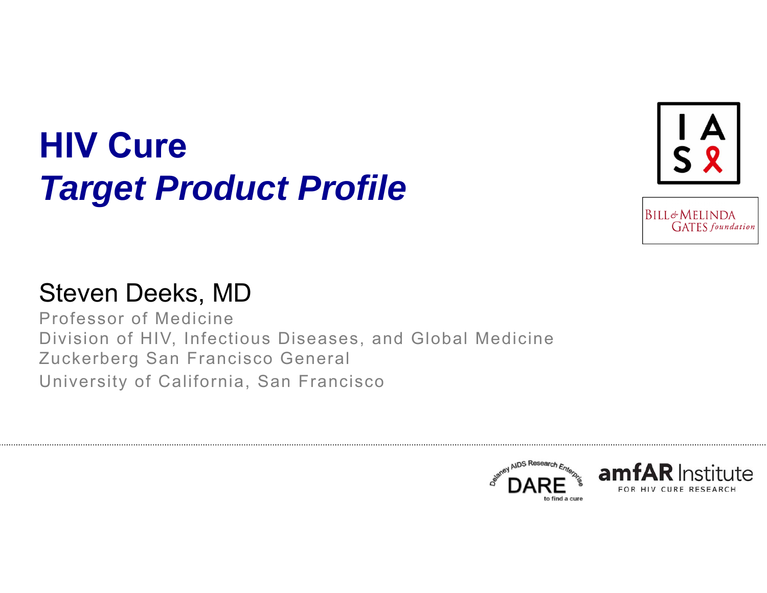# HIV Cure
## *Target Product Profile*

Steven Deeks, MD

Professor of Medicine
Division of HIV, Infectious Diseases, and Global Medicine
Zuckerberg San Francisco General
University of California, San Francisco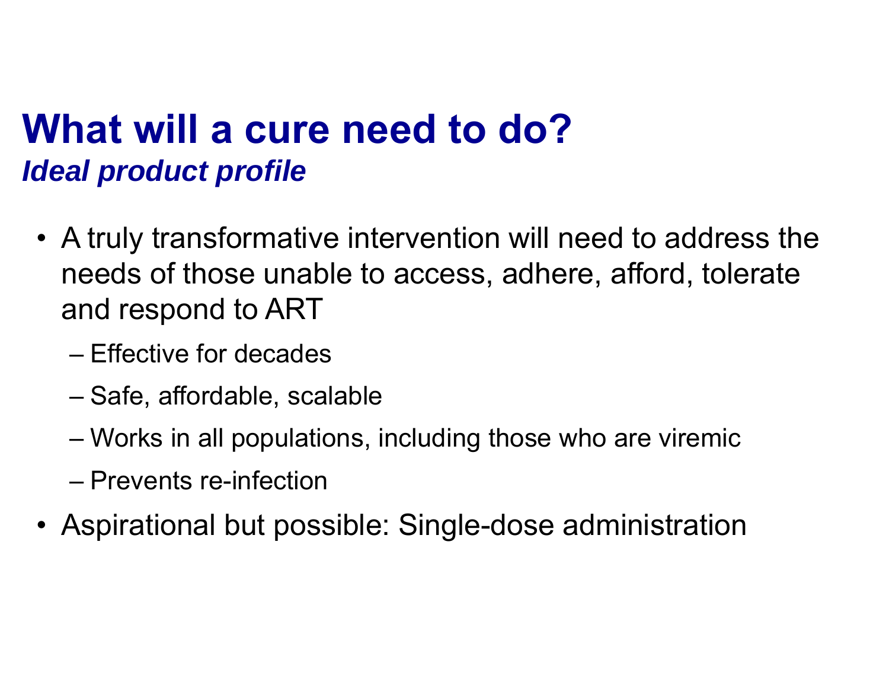# What will a cure need to do?

***Ideal product profile***

- A truly transformative intervention will need to address the needs of those unable to access, adhere, afford, tolerate and respond to ART
  - Effective for decades
  - Safe, affordable, scalable
  - Works in all populations, including those who are viremic
  - Prevents re-infection
- Aspirational but possible: Single-dose administration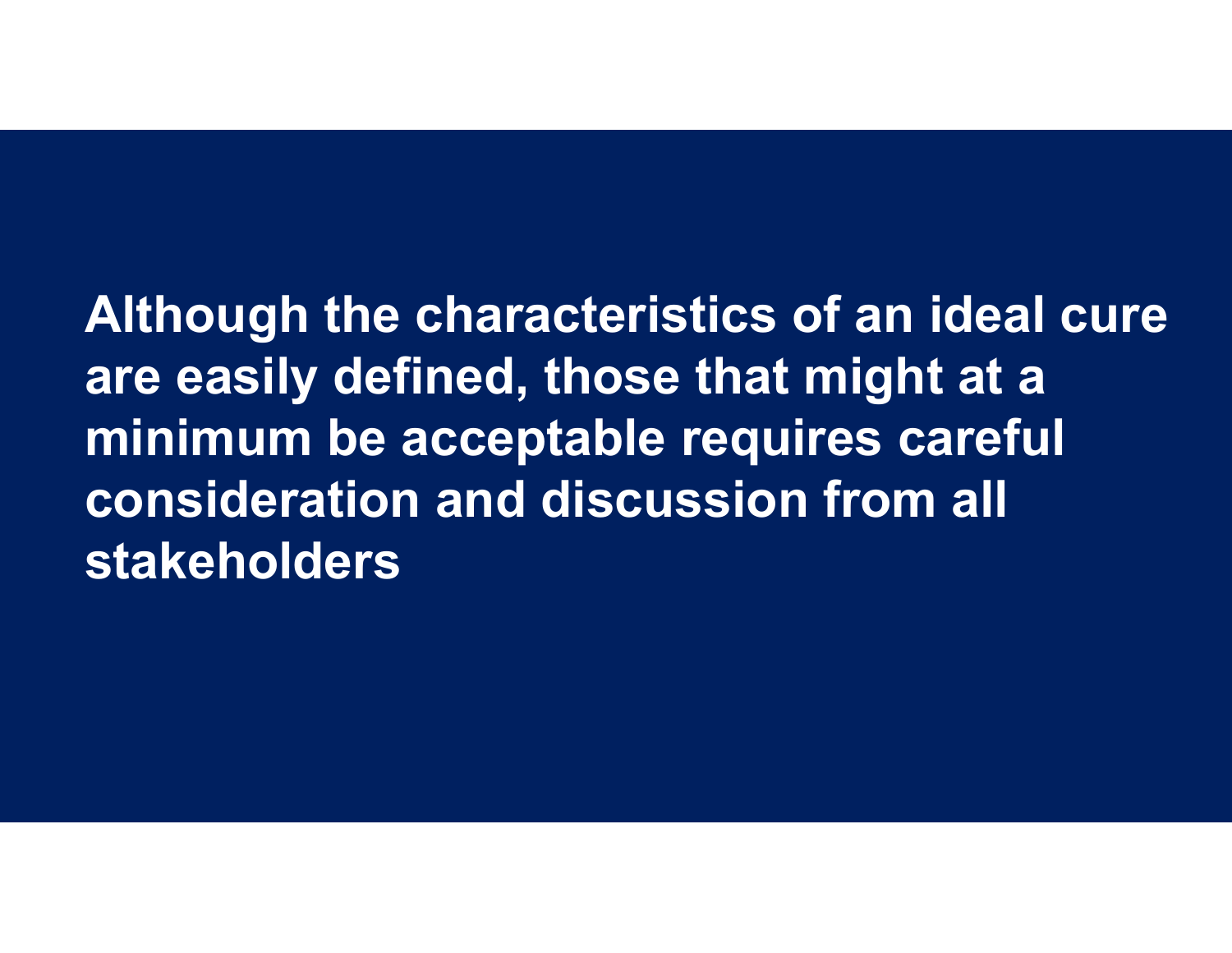**Although the characteristics of an ideal cure are easily defined, those that might at a minimum be acceptable requires careful consideration and discussion from all stakeholders**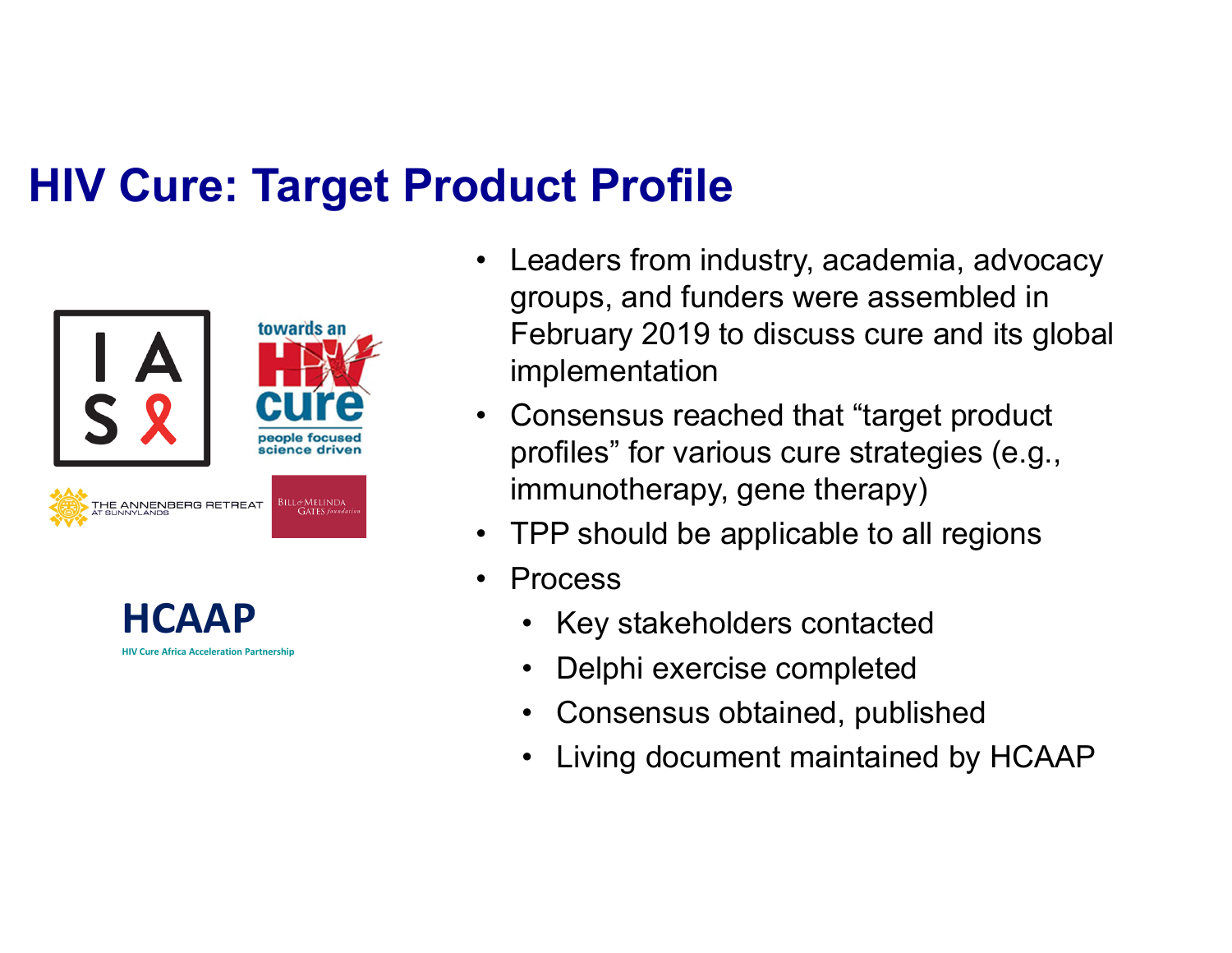# HIV Cure: Target Product Profile

IAS

towards an HIV cure
people focused
science driven

THE ANNENBERG RETREAT AT SUNNYLANDS

BILL & MELINDA GATES foundation

HCAAP
HIV Cure Africa Acceleration Partnership

- Leaders from industry, academia, advocacy groups, and funders were assembled in February 2019 to discuss cure and its global implementation
- Consensus reached that "target product profiles" for various cure strategies (e.g., immunotherapy, gene therapy)
- TPP should be applicable to all regions
- Process
  - Key stakeholders contacted
  - Delphi exercise completed
  - Consensus obtained, published
  - Living document maintained by HCAAP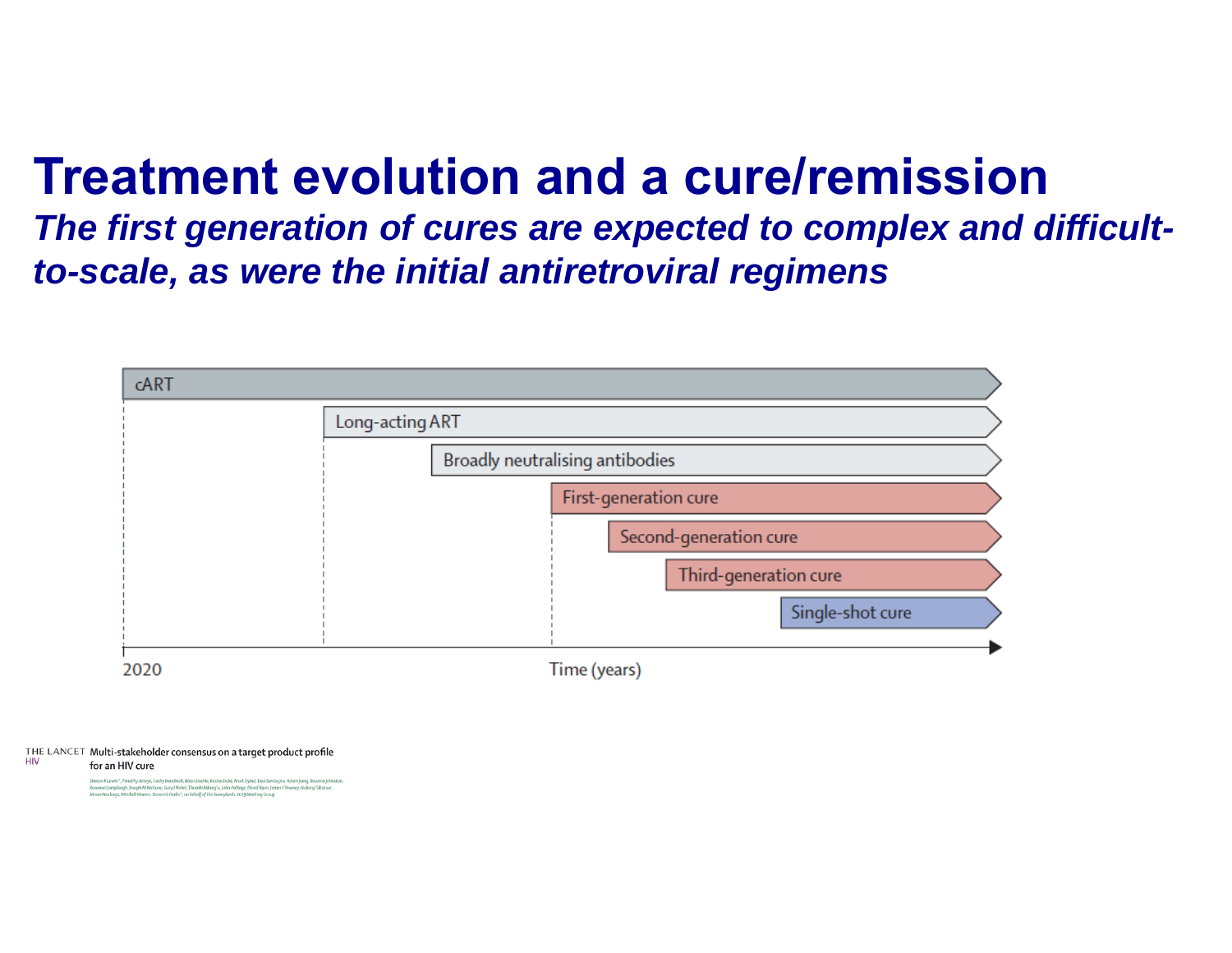# Treatment evolution and a cure/remission

***The first generation of cures are expected to complex and difficult-to-scale, as were the initial antiretroviral regimens***

cART

Long-acting ART

Broadly neutralising antibodies

First-generation cure

Second-generation cure

Third-generation cure

Single-shot cure

2020

Time (years)

THE LANCET HIV Multi-stakeholder consensus on a target product profile for an HIV cure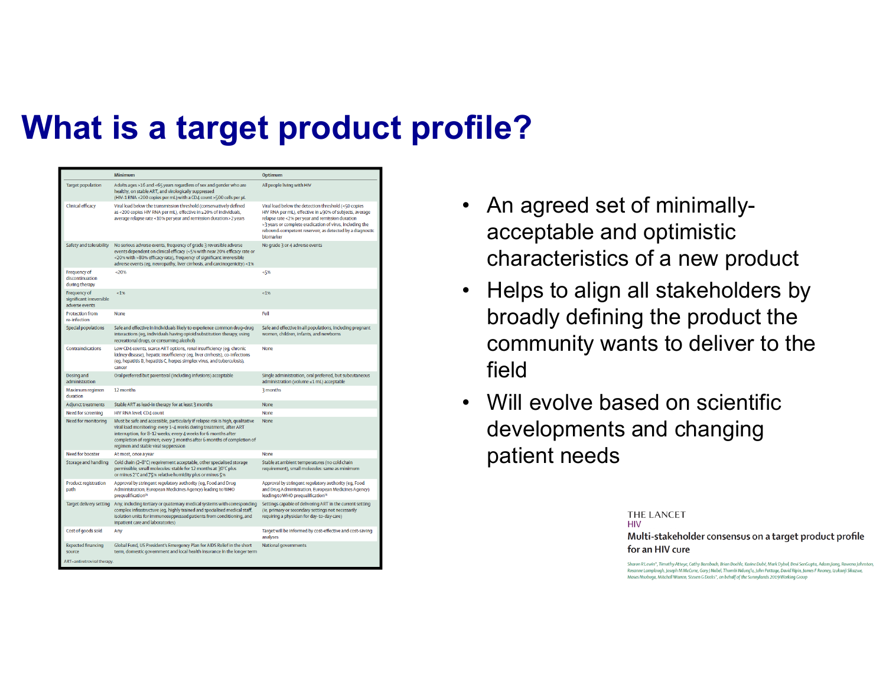# What is a target product profile?

| | Minimum | Optimum |
|---|---|---|
| Target population | Adults ages >16 and <65 years regardless of sex and gender who are healthy, on stable ART, and virologically suppressed (HIV-1 RNA <200 copies per mL) with a CD4 count >500 cells per μL | All people living with HIV |
| Clinical efficacy | Viral load below the transmission threshold (conservatively defined as <200 copies HIV RNA per mL), effective in ≥20% of individuals, average relapse rate <10% per year and remission duration >2 years | Viral load below the detection threshold (<50 copies HIV RNA per mL), effective in ≥90% of subjects, average relapse rate <2% per year and remission duration >3 years or complete eradication of virus, including the rebound-competent reservoir, as detected by a diagnostic biomarker |
| Safety and tolerability | No serious adverse events, frequency of grade 3 reversible adverse events dependent on clinical efficacy (<5% with near 20% efficacy rate or <20% with >80% efficacy rate), frequency of significant irreversible adverse events (eg, neuropathy, liver cirrhosis, and carcinogenicity) <1% | No grade 3 or 4 adverse events |
| Frequency of discontinuation during therapy | <20% | <5% |
| Frequency of significant irreversible adverse events | <1% | <1% |
| Protection from re-infection | None | Full |
| Special populations | Safe and effective in individuals likely to experience common drug–drug interactions (eg, individuals having opioid substitution therapy, using recreational drugs, or consuming alcohol) | Safe and effective in all populations, including pregnant women, children, infants, and newborns |
| Contraindications | Low CD4 counts, scarce ART options, renal insufficiency (eg, chronic kidney disease), hepatic insufficiency (eg, liver cirrhosis), co-infections (eg, hepatitis B, hepatitis C, herpes simplex virus, and tuberculosis), cancer | None |
| Dosing and administration | Oral preferred but parenteral (including infusions) acceptable | Single administration, oral preferred, but subcutaneous administration (volume ≤1 mL) acceptable |
| Maximum regimen duration | 12 months | 3 months |
| Adjunct treatments | Stable ART as lead-in therapy for at least 3 months | None |
| Need for screening | HIV RNA level, CD4 count | None |
| Need for monitoring | Must be safe and accessible, particularly if relapse risk is high, qualitative viral load monitoring: every 1–4 weeks during treatment, after ART interruption, for 8–12 weeks; every 4 weeks for 6 months after completion of regimen; every 3 months after 6 months of completion of regimen and stable viral suppression | None |
| Need for booster | At most, once a year | None |
| Storage and handling | Cold chain (2–8°C) requirement acceptable, other specialised storage permissible, small molecules: stable for 12 months at 30°C plus or minus 2°C and 75% relative humidity plus or minus 5% | Stable at ambient temperatures (no cold chain requirement), small molecules: same as minimum |
| Product registration path | Approval by stringent regulatory authority (eg, Food and Drug Administration, European Medicines Agency) leading to WHO prequalification[19] | Approval by stringent regulatory authority (eg, Food and Drug Administration, European Medicines Agency) leading to WHO prequalification[19] |
| Target delivery setting | Any, including tertiary or quaternary medical systems with corresponding complex infrastructure (eg, highly trained and specialised medical staff, isolation units for immunosuppressed patients from conditioning, and inpatient care and laboratories) | Settings capable of delivering ART in the current setting (ie, primary or secondary settings not necessarily requiring a physician for day-to-day care) |
| Cost of goods sold | Any | Target will be informed by cost-effective and cost-saving analyses |
| Expected financing source | Global Fund, US President's Emergency Plan for AIDS Relief in the short term, domestic government and local health insurance in the longer term | National governments |

ART=antiretroviral therapy.

- An agreed set of minimally-acceptable and optimistic characteristics of a new product
- Helps to align all stakeholders by broadly defining the product the community wants to deliver to the field
- Will evolve based on scientific developments and changing patient needs

THE LANCET HIV

**Multi-stakeholder consensus on a target product profile for an HIV cure**

Sharon R Lewin*, Timothy Atteye, Cathy Bansbach, Brian Doehle, Karine Dubé, Mark Dybul, Devi SenGupta, Adam Jiang, Rowena Johnston, Rosanne Lamplough, Joseph M McCune, Gary J Nabel, Thumbi Ndung'u, John Pottage, David Ripin, James F Rooney, Izukanji Sikazwe, Moses Nsubuga, Mitchell Warren, Steven G Deeks*, on behalf of the Sunnylands 2019 Working Group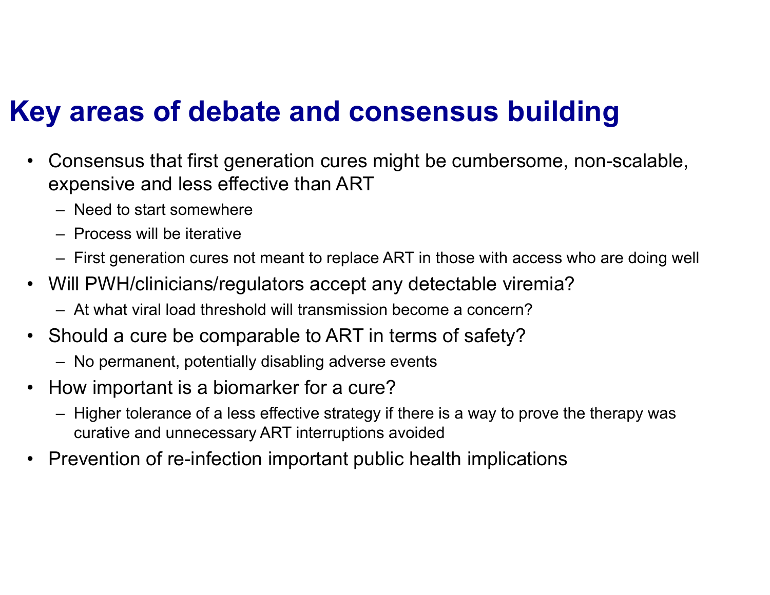# Key areas of debate and consensus building

- Consensus that first generation cures might be cumbersome, non-scalable, expensive and less effective than ART
  - Need to start somewhere
  - Process will be iterative
  - First generation cures not meant to replace ART in those with access who are doing well
- Will PWH/clinicians/regulators accept any detectable viremia?
  - At what viral load threshold will transmission become a concern?
- Should a cure be comparable to ART in terms of safety?
  - No permanent, potentially disabling adverse events
- How important is a biomarker for a cure?
  - Higher tolerance of a less effective strategy if there is a way to prove the therapy was curative and unnecessary ART interruptions avoided
- Prevention of re-infection important public health implications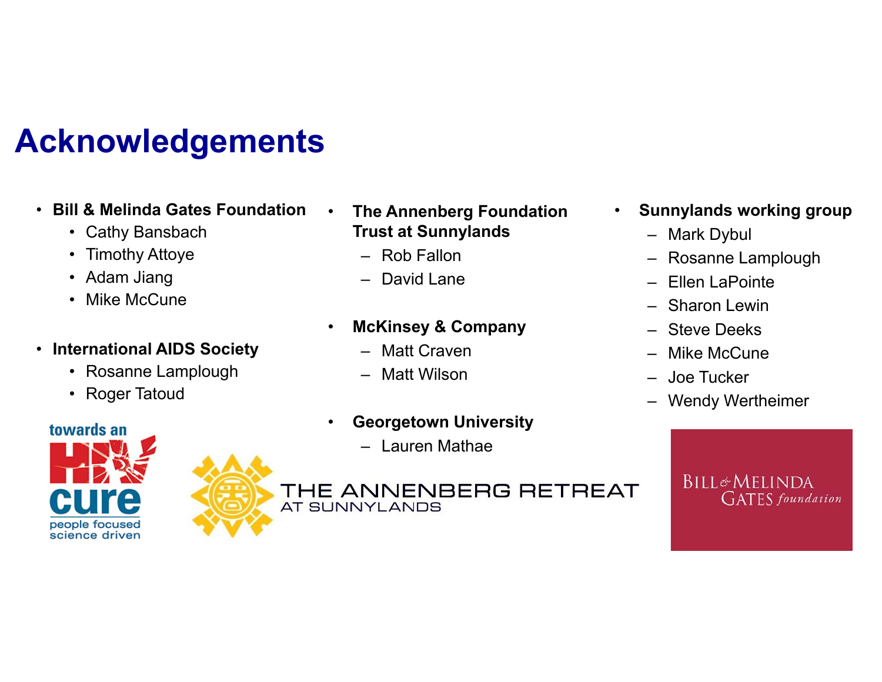# Acknowledgements

- **Bill & Melinda Gates Foundation**
  - Cathy Bansbach
  - Timothy Attoye
  - Adam Jiang
  - Mike McCune

- **International AIDS Society**
  - Rosanne Lamplough
  - Roger Tatoud

- **The Annenberg Foundation Trust at Sunnylands**
  - Rob Fallon
  - David Lane

- **McKinsey & Company**
  - Matt Craven
  - Matt Wilson

- **Georgetown University**
  - Lauren Mathae

- **Sunnylands working group**
  - Mark Dybul
  - Rosanne Lamplough
  - Ellen LaPointe
  - Sharon Lewin
  - Steve Deeks
  - Mike McCune
  - Joe Tucker
  - Wendy Wertheimer

towards an HIV cure
people focused
science driven

THE ANNENBERG RETREAT
AT SUNNYLANDS

BILL & MELINDA GATES foundation